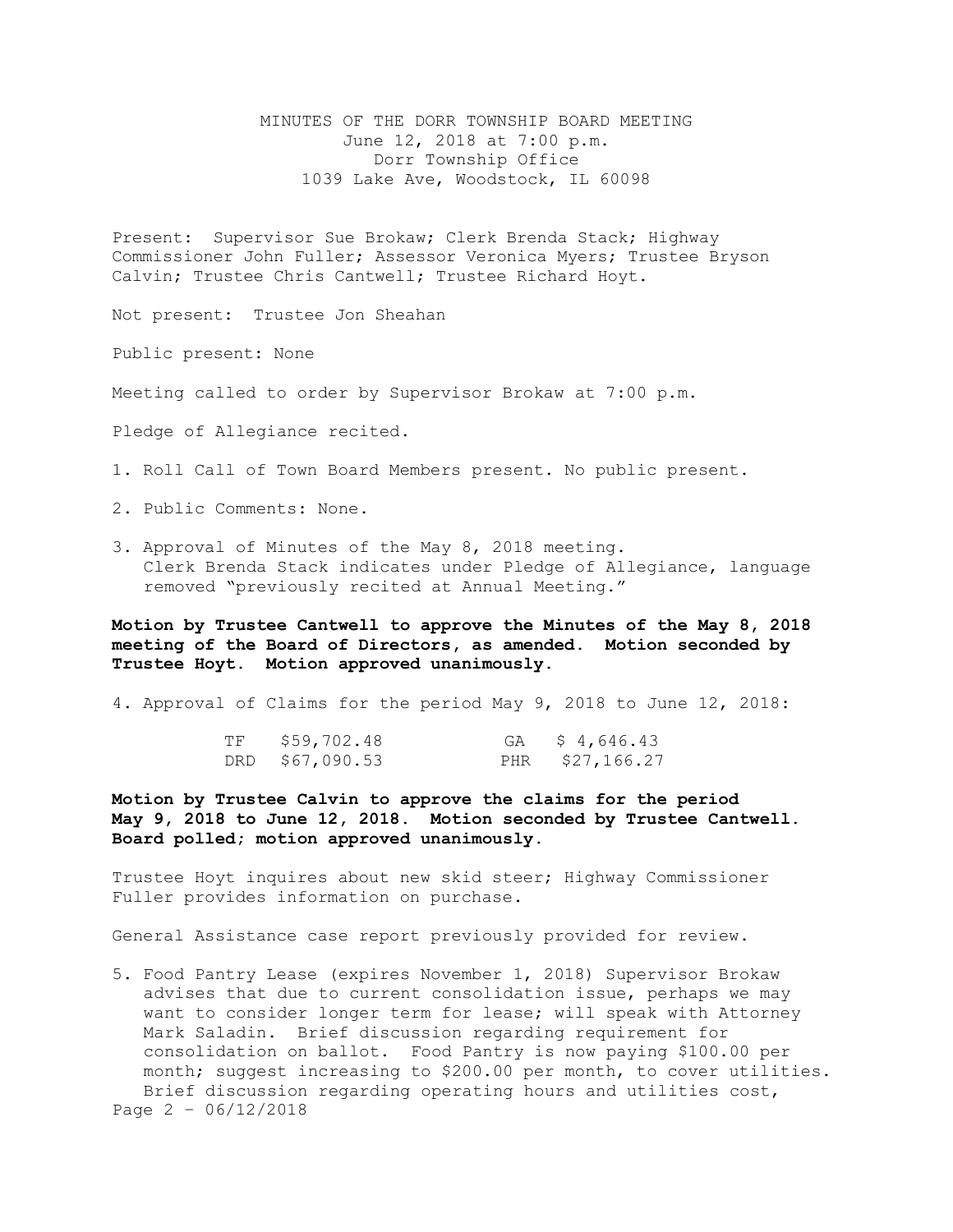# MINUTES OF THE DORR TOWNSHIP BOARD MEETING

June 12, 2018 at 7:00 p.m.
Dorr Township Office
1039 Lake Ave, Woodstock, IL 60098

Present: Supervisor Sue Brokaw; Clerk Brenda Stack; Highway Commissioner John Fuller; Assessor Veronica Myers; Trustee Bryson Calvin; Trustee Chris Cantwell; Trustee Richard Hoyt.

Not present: Trustee Jon Sheahan

Public present: None

Meeting called to order by Supervisor Brokaw at 7:00 p.m.

Pledge of Allegiance recited.

1. Roll Call of Town Board Members present. No public present.

2. Public Comments: None.

3. Approval of Minutes of the May 8, 2018 meeting.
   Clerk Brenda Stack indicates under Pledge of Allegiance, language removed "previously recited at Annual Meeting."

**Motion by Trustee Cantwell to approve the Minutes of the May 8, 2018 meeting of the Board of Directors, as amended. Motion seconded by Trustee Hoyt. Motion approved unanimously.**

4. Approval of Claims for the period May 9, 2018 to June 12, 2018:

| | | | |
|---|---|---|---|
| TF | $59,702.48 | GA | $ 4,646.43 |
| DRD | $67,090.53 | PHR | $27,166.27 |

**Motion by Trustee Calvin to approve the claims for the period May 9, 2018 to June 12, 2018. Motion seconded by Trustee Cantwell. Board polled; motion approved unanimously.**

Trustee Hoyt inquires about new skid steer; Highway Commissioner Fuller provides information on purchase.

General Assistance case report previously provided for review.

5. Food Pantry Lease (expires November 1, 2018) Supervisor Brokaw advises that due to current consolidation issue, perhaps we may want to consider longer term for lease; will speak with Attorney Mark Saladin. Brief discussion regarding requirement for consolidation on ballot. Food Pantry is now paying $100.00 per month; suggest increasing to $200.00 per month, to cover utilities. Brief discussion regarding operating hours and utilities cost,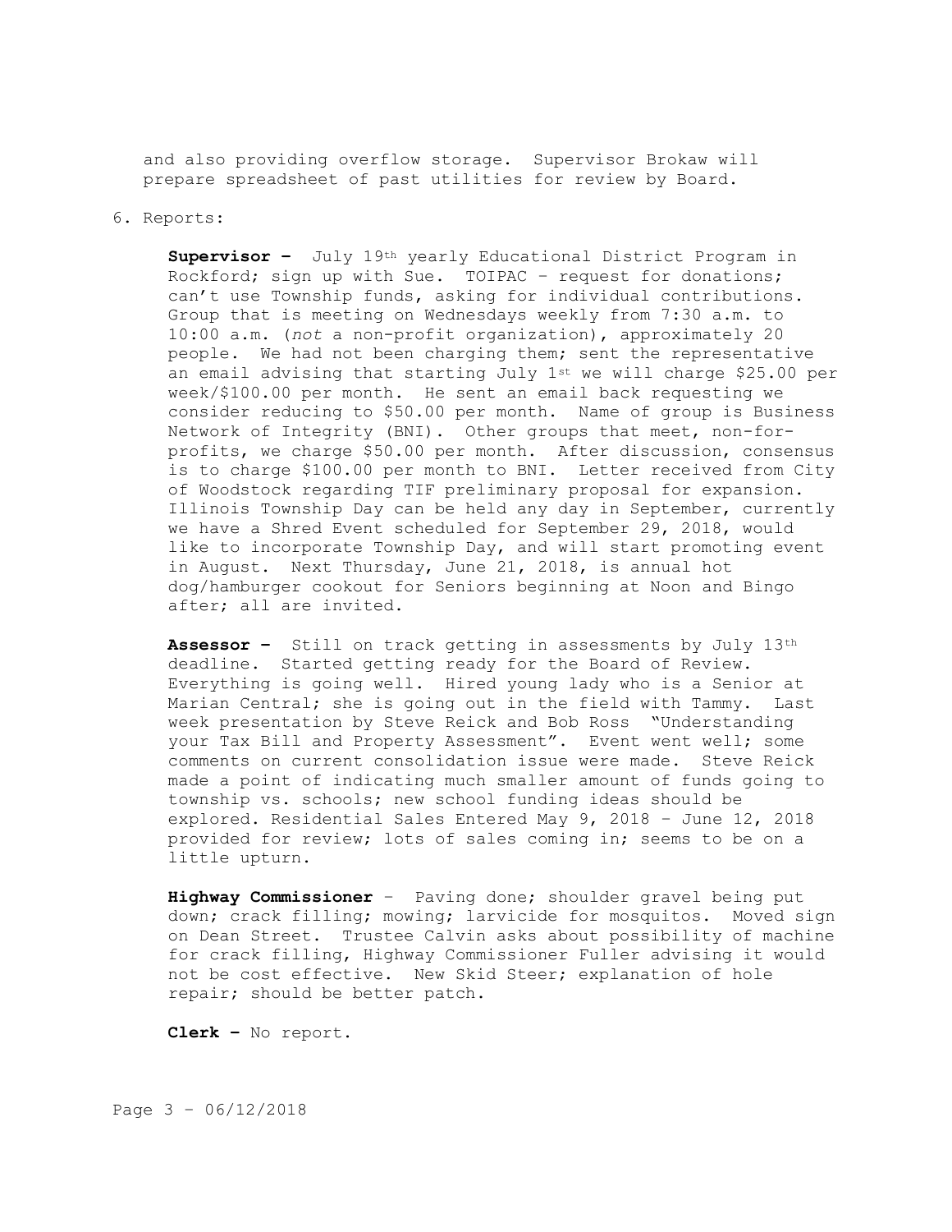and also providing overflow storage. Supervisor Brokaw will prepare spreadsheet of past utilities for review by Board.

6. Reports:

**Supervisor –** July 19th yearly Educational District Program in Rockford; sign up with Sue. TOIPAC – request for donations; can't use Township funds, asking for individual contributions. Group that is meeting on Wednesdays weekly from 7:30 a.m. to 10:00 a.m. (*not* a non-profit organization), approximately 20 people. We had not been charging them; sent the representative an email advising that starting July 1st we will charge $25.00 per week/$100.00 per month. He sent an email back requesting we consider reducing to $50.00 per month. Name of group is Business Network of Integrity (BNI). Other groups that meet, non-for-profits, we charge $50.00 per month. After discussion, consensus is to charge $100.00 per month to BNI. Letter received from City of Woodstock regarding TIF preliminary proposal for expansion. Illinois Township Day can be held any day in September, currently we have a Shred Event scheduled for September 29, 2018, would like to incorporate Township Day, and will start promoting event in August. Next Thursday, June 21, 2018, is annual hot dog/hamburger cookout for Seniors beginning at Noon and Bingo after; all are invited.

**Assessor –** Still on track getting in assessments by July 13th deadline. Started getting ready for the Board of Review. Everything is going well. Hired young lady who is a Senior at Marian Central; she is going out in the field with Tammy. Last week presentation by Steve Reick and Bob Ross "Understanding your Tax Bill and Property Assessment". Event went well; some comments on current consolidation issue were made. Steve Reick made a point of indicating much smaller amount of funds going to township vs. schools; new school funding ideas should be explored. Residential Sales Entered May 9, 2018 – June 12, 2018 provided for review; lots of sales coming in; seems to be on a little upturn.

**Highway Commissioner** – Paving done; shoulder gravel being put down; crack filling; mowing; larvicide for mosquitos. Moved sign on Dean Street. Trustee Calvin asks about possibility of machine for crack filling, Highway Commissioner Fuller advising it would not be cost effective. New Skid Steer; explanation of hole repair; should be better patch.

**Clerk –** No report.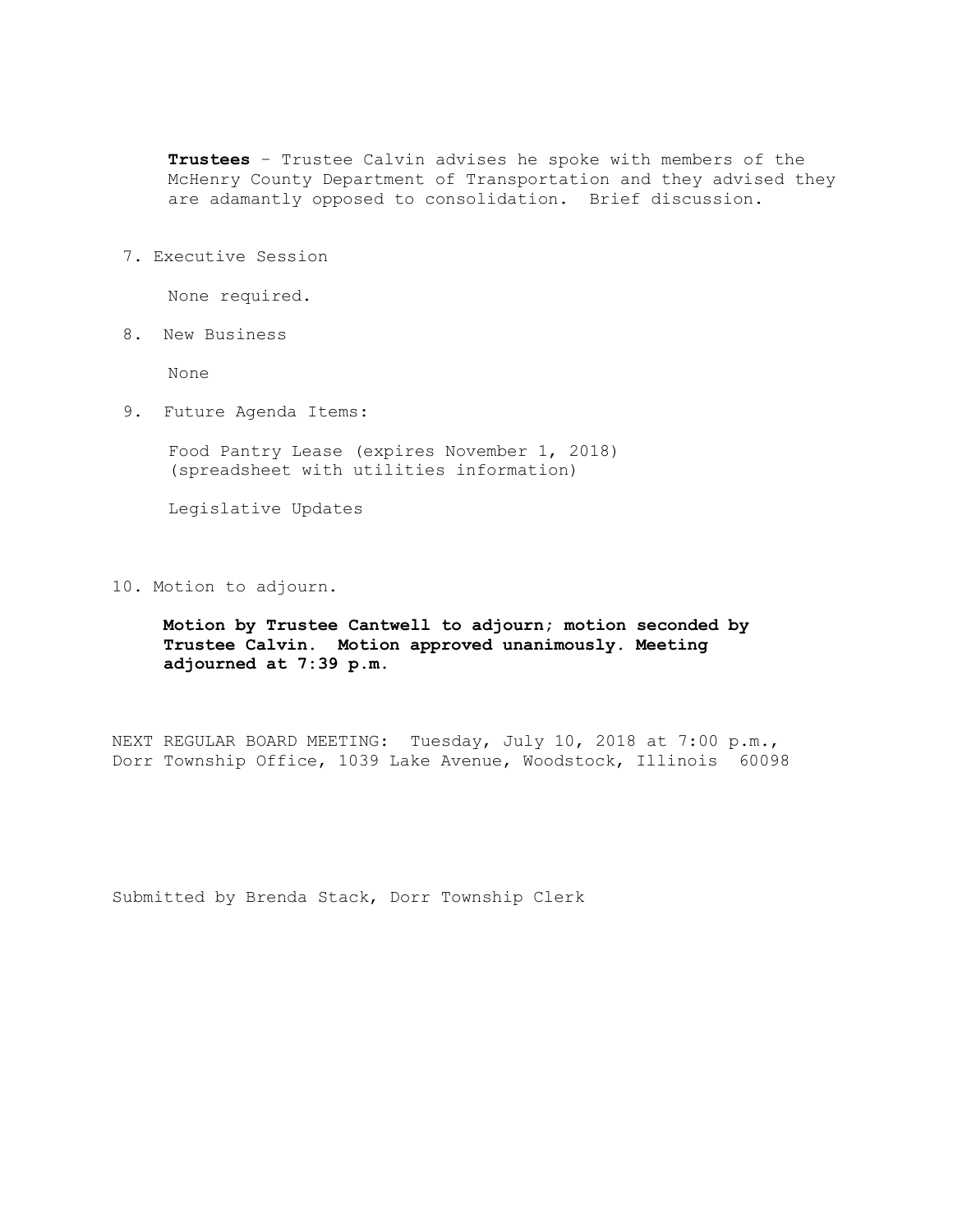**Trustees** – Trustee Calvin advises he spoke with members of the McHenry County Department of Transportation and they advised they are adamantly opposed to consolidation. Brief discussion.

7. Executive Session

   None required.

8. New Business

   None

9. Future Agenda Items:

   Food Pantry Lease (expires November 1, 2018)
   (spreadsheet with utilities information)

   Legislative Updates

10. Motion to adjourn.

    **Motion by Trustee Cantwell to adjourn; motion seconded by Trustee Calvin. Motion approved unanimously. Meeting adjourned at 7:39 p.m.**

NEXT REGULAR BOARD MEETING: Tuesday, July 10, 2018 at 7:00 p.m., Dorr Township Office, 1039 Lake Avenue, Woodstock, Illinois 60098

Submitted by Brenda Stack, Dorr Township Clerk